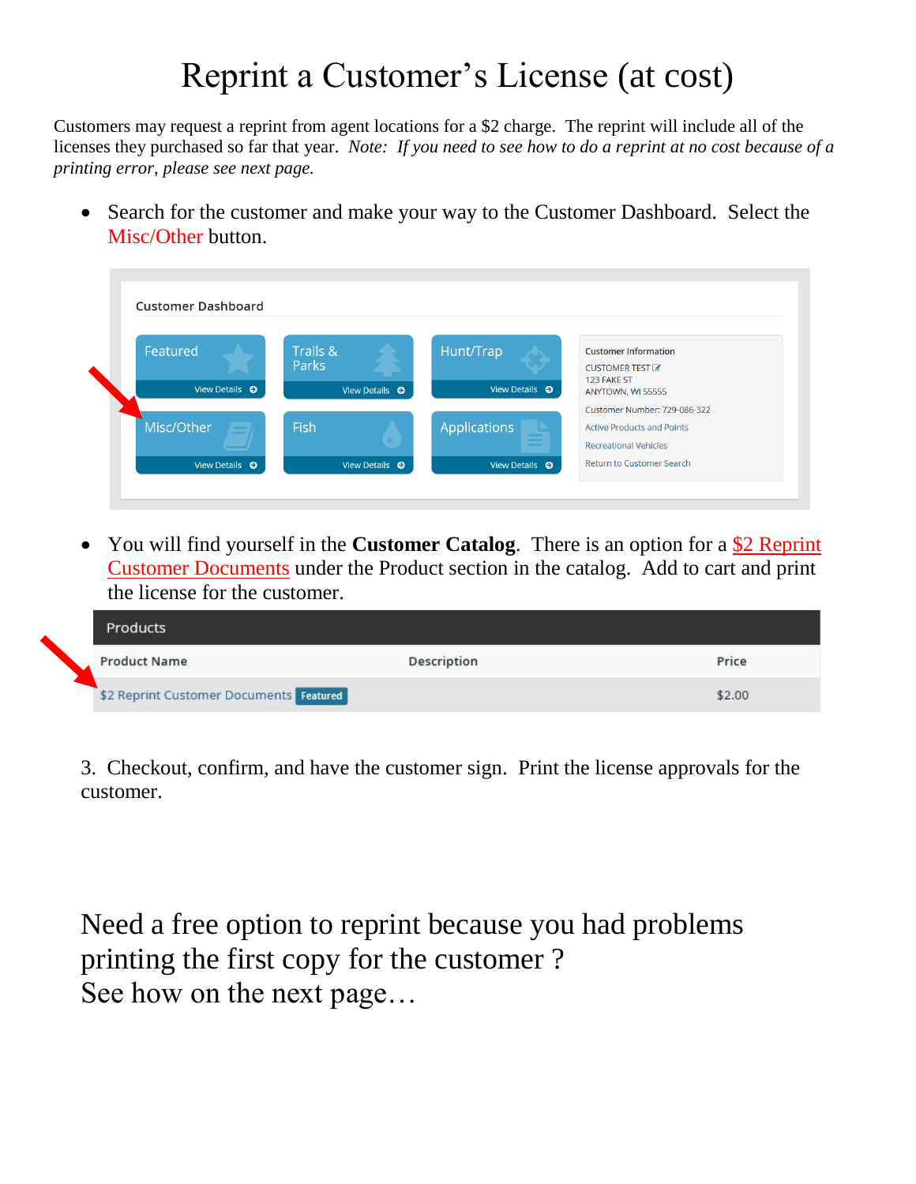# Reprint a Customer's License (at cost)

Customers may request a reprint from agent locations for a $2 charge. The reprint will include all of the licenses they purchased so far that year. *Note: If you need to see how to do a reprint at no cost because of a printing error, please see next page.*

- Search for the customer and make your way to the Customer Dashboard. Select the Misc/Other button.

Customer Dashboard

Featured — View Details
Trails & Parks — View Details
Hunt/Trap — View Details
Misc/Other — View Details
Fish — View Details
Applications — View Details

Customer Information
CUSTOMER TEST
123 FAKE ST
ANYTOWN, WI 55555
Customer Number: 729-086-322
Active Products and Points
Recreational Vehicles
Return to Customer Search

- You will find yourself in the **Customer Catalog**. There is an option for a $2 Reprint Customer Documents under the Product section in the catalog. Add to cart and print the license for the customer.

Products

| Product Name | Description | Price |
|---|---|---|
| $2 Reprint Customer Documents Featured | | $2.00 |

3. Checkout, confirm, and have the customer sign. Print the license approvals for the customer.

## Need a free option to reprint because you had problems printing the first copy for the customer ?
## See how on the next page…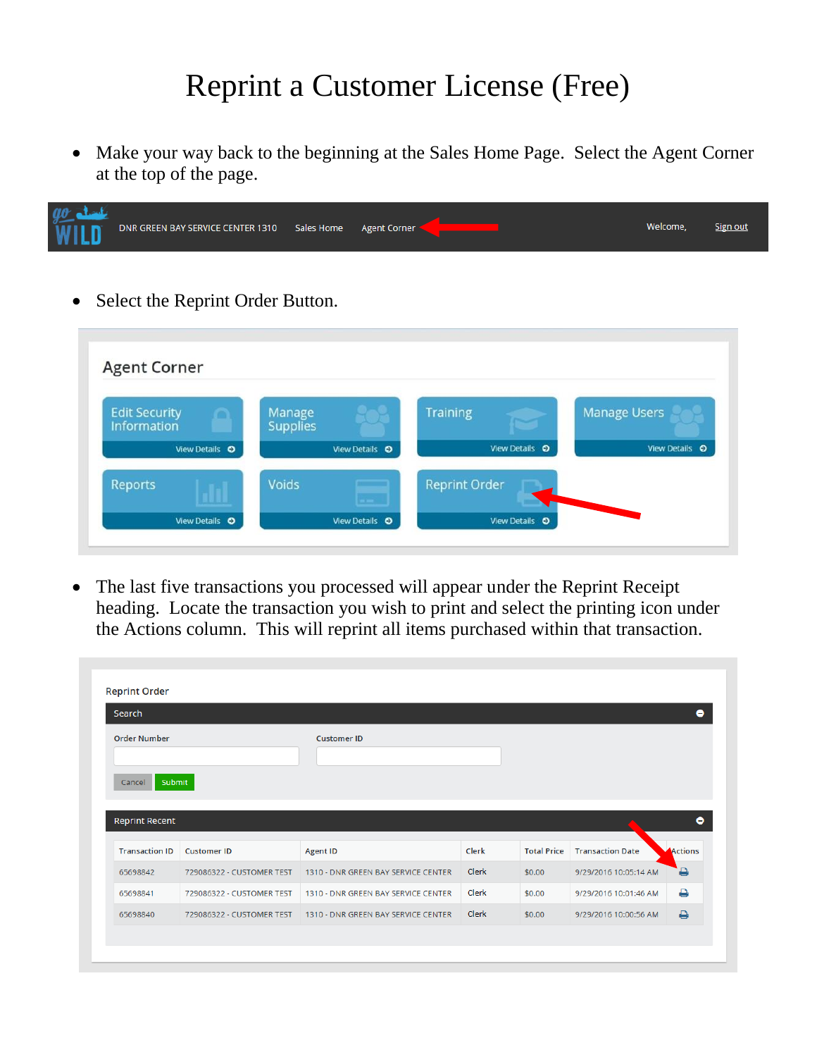# Reprint a Customer License (Free)

- Make your way back to the beginning at the Sales Home Page. Select the Agent Corner at the top of the page.

DNR GREEN BAY SERVICE CENTER 1310   Sales Home   Agent Corner   Welcome,   Sign out

- Select the Reprint Order Button.

Agent Corner

Edit Security Information — View Details
Manage Supplies — View Details
Training — View Details
Manage Users — View Details
Reports — View Details
Voids — View Details
Reprint Order — View Details

- The last five transactions you processed will appear under the Reprint Receipt heading. Locate the transaction you wish to print and select the printing icon under the Actions column. This will reprint all items purchased within that transaction.

Reprint Order

Search

Order Number   Customer ID

Cancel   Submit

Reprint Recent

| Transaction ID | Customer ID | Agent ID | Clerk | Total Price | Transaction Date | Actions |
|---|---|---|---|---|---|---|
| 65698842 | 729086322 - CUSTOMER TEST | 1310 - DNR GREEN BAY SERVICE CENTER | Clerk | $0.00 | 9/29/2016 10:05:14 AM | |
| 65698841 | 729086322 - CUSTOMER TEST | 1310 - DNR GREEN BAY SERVICE CENTER | Clerk | $0.00 | 9/29/2016 10:01:46 AM | |
| 65698840 | 729086322 - CUSTOMER TEST | 1310 - DNR GREEN BAY SERVICE CENTER | Clerk | $0.00 | 9/29/2016 10:00:56 AM | |